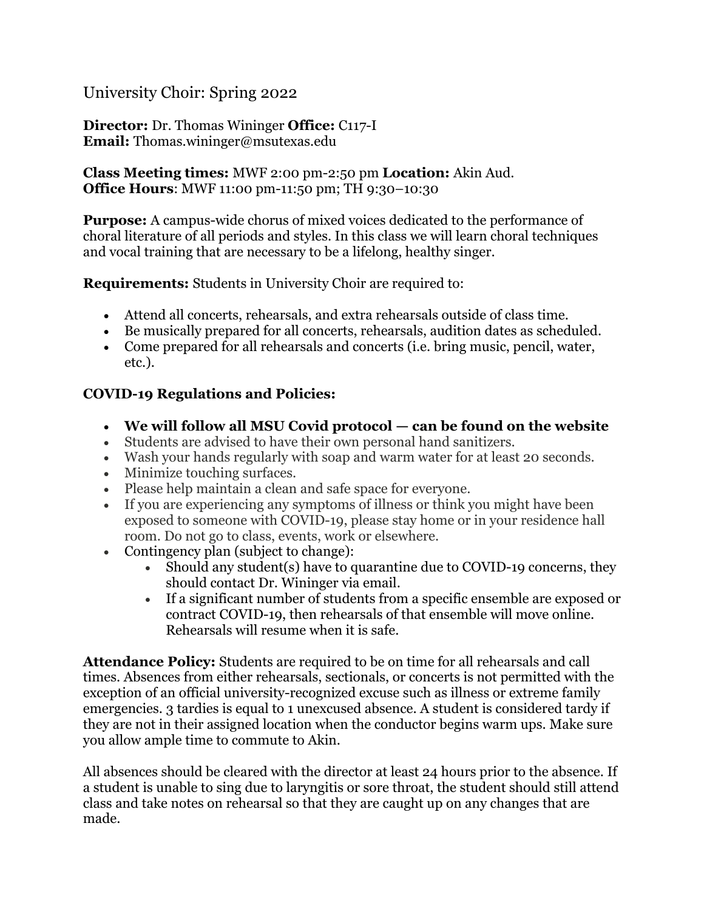# University Choir: Spring 2022

**Director:** Dr. Thomas Wininger **Office:** C117-I
**Email:** Thomas.wininger@msutexas.edu

**Class Meeting times:** MWF 2:00 pm-2:50 pm **Location:** Akin Aud.
**Office Hours**: MWF 11:00 pm-11:50 pm; TH 9:30–10:30

**Purpose:** A campus-wide chorus of mixed voices dedicated to the performance of choral literature of all periods and styles. In this class we will learn choral techniques and vocal training that are necessary to be a lifelong, healthy singer.

**Requirements:** Students in University Choir are required to:

- Attend all concerts, rehearsals, and extra rehearsals outside of class time.
- Be musically prepared for all concerts, rehearsals, audition dates as scheduled.
- Come prepared for all rehearsals and concerts (i.e. bring music, pencil, water, etc.).

**COVID-19 Regulations and Policies:**

- **We will follow all MSU Covid protocol — can be found on the website**
- Students are advised to have their own personal hand sanitizers.
- Wash your hands regularly with soap and warm water for at least 20 seconds.
- Minimize touching surfaces.
- Please help maintain a clean and safe space for everyone.
- If you are experiencing any symptoms of illness or think you might have been exposed to someone with COVID-19, please stay home or in your residence hall room. Do not go to class, events, work or elsewhere.
- Contingency plan (subject to change):
  - Should any student(s) have to quarantine due to COVID-19 concerns, they should contact Dr. Wininger via email.
  - If a significant number of students from a specific ensemble are exposed or contract COVID-19, then rehearsals of that ensemble will move online. Rehearsals will resume when it is safe.

**Attendance Policy:** Students are required to be on time for all rehearsals and call times. Absences from either rehearsals, sectionals, or concerts is not permitted with the exception of an official university-recognized excuse such as illness or extreme family emergencies. 3 tardies is equal to 1 unexcused absence. A student is considered tardy if they are not in their assigned location when the conductor begins warm ups. Make sure you allow ample time to commute to Akin.

All absences should be cleared with the director at least 24 hours prior to the absence. If a student is unable to sing due to laryngitis or sore throat, the student should still attend class and take notes on rehearsal so that they are caught up on any changes that are made.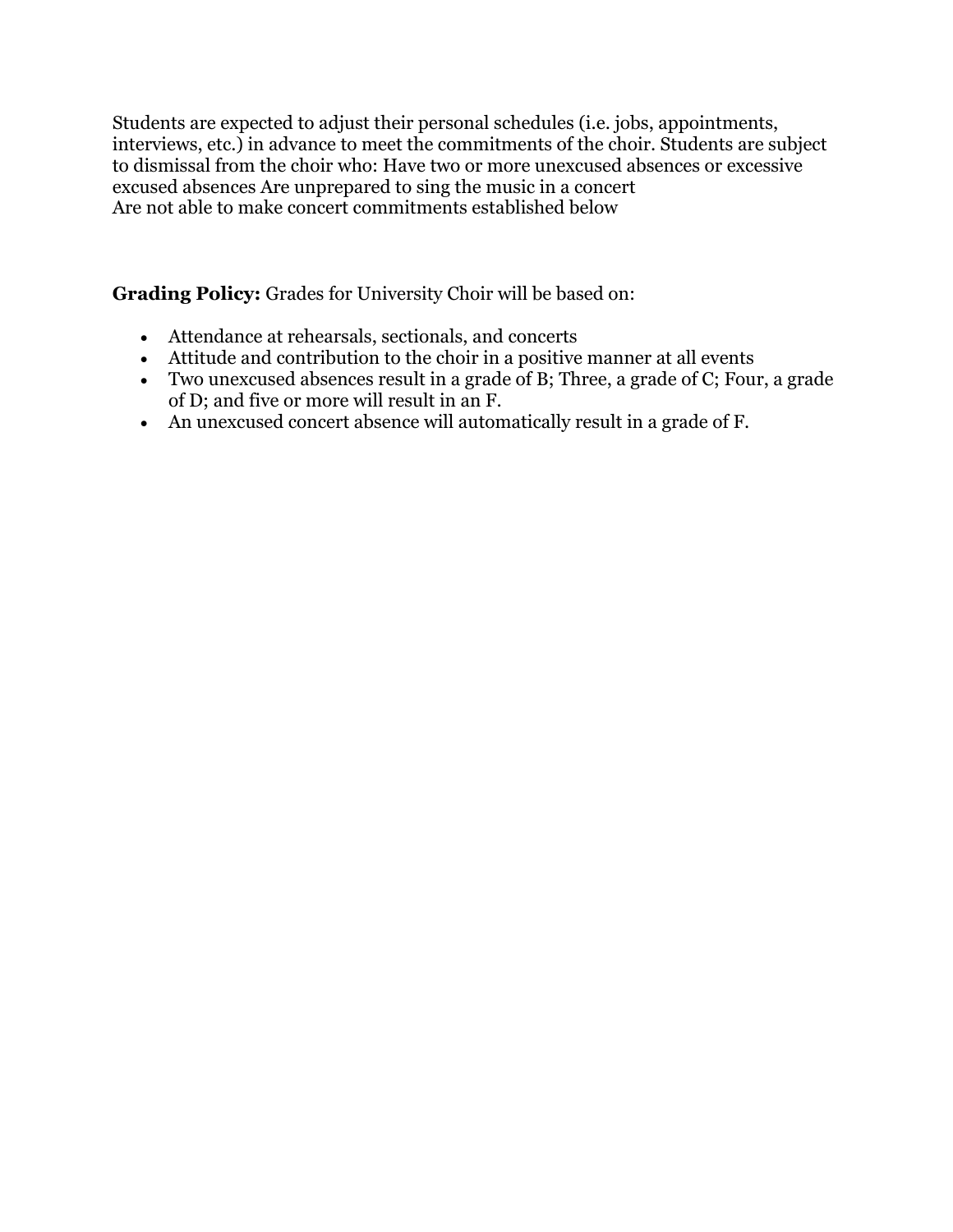Students are expected to adjust their personal schedules (i.e. jobs, appointments, interviews, etc.) in advance to meet the commitments of the choir. Students are subject to dismissal from the choir who: Have two or more unexcused absences or excessive excused absences Are unprepared to sing the music in a concert
Are not able to make concert commitments established below

**Grading Policy:** Grades for University Choir will be based on:

- Attendance at rehearsals, sectionals, and concerts
- Attitude and contribution to the choir in a positive manner at all events
- Two unexcused absences result in a grade of B; Three, a grade of C; Four, a grade of D; and five or more will result in an F.
- An unexcused concert absence will automatically result in a grade of F.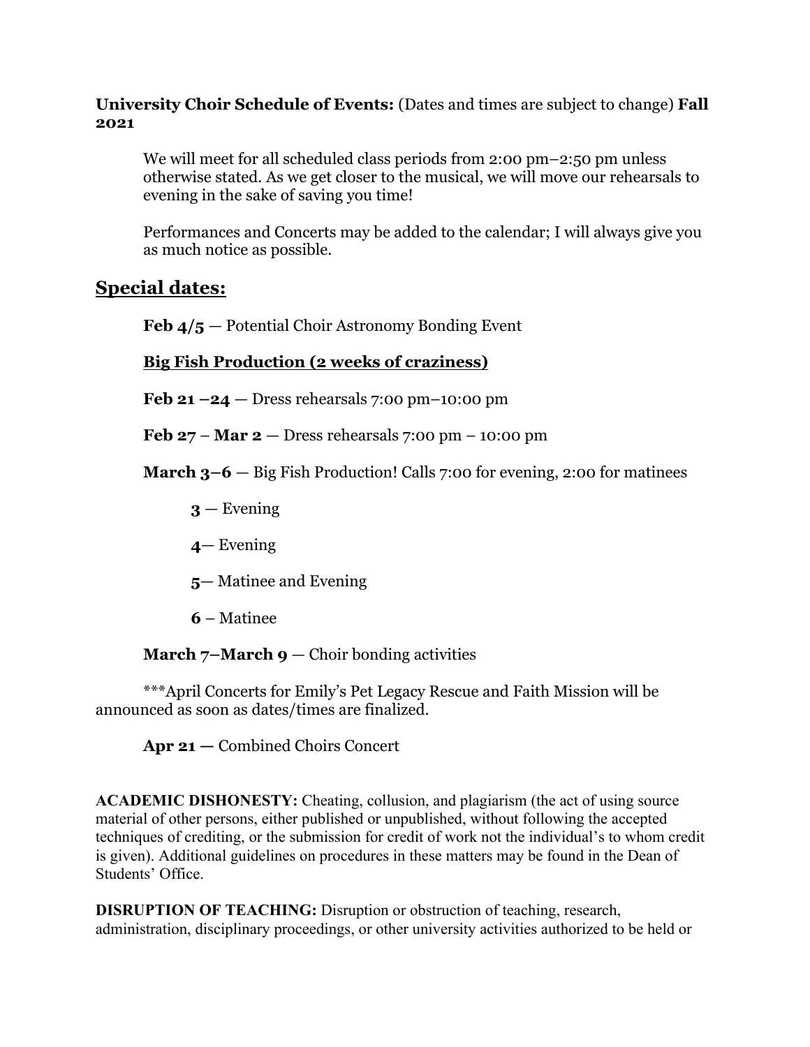**University Choir Schedule of Events:** (Dates and times are subject to change) **Fall 2021**

We will meet for all scheduled class periods from 2:00 pm–2:50 pm unless otherwise stated. As we get closer to the musical, we will move our rehearsals to evening in the sake of saving you time!

Performances and Concerts may be added to the calendar; I will always give you as much notice as possible.

## Special dates:

**Feb 4/5** — Potential Choir Astronomy Bonding Event

**Big Fish Production (2 weeks of craziness)**

**Feb 21 –24** — Dress rehearsals 7:00 pm–10:00 pm

**Feb 27** – **Mar 2** — Dress rehearsals 7:00 pm – 10:00 pm

**March 3–6** — Big Fish Production! Calls 7:00 for evening, 2:00 for matinees

- **3** — Evening
- **4**— Evening
- **5**— Matinee and Evening
- **6** – Matinee

**March 7–March 9** — Choir bonding activities

***April Concerts for Emily's Pet Legacy Rescue and Faith Mission will be announced as soon as dates/times are finalized.

**Apr 21 —** Combined Choirs Concert

**ACADEMIC DISHONESTY:** Cheating, collusion, and plagiarism (the act of using source material of other persons, either published or unpublished, without following the accepted techniques of crediting, or the submission for credit of work not the individual's to whom credit is given). Additional guidelines on procedures in these matters may be found in the Dean of Students' Office.

**DISRUPTION OF TEACHING:** Disruption or obstruction of teaching, research, administration, disciplinary proceedings, or other university activities authorized to be held or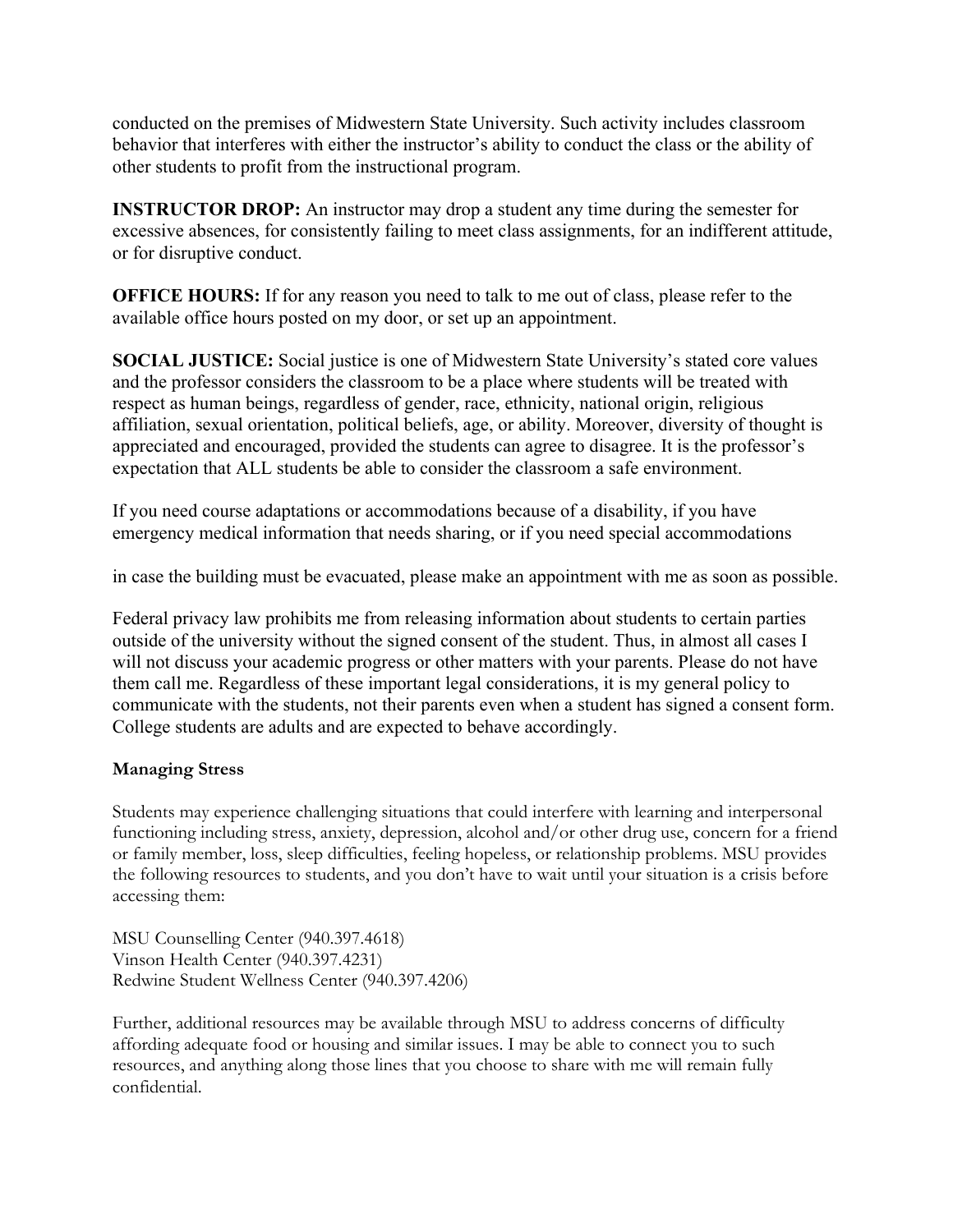conducted on the premises of Midwestern State University. Such activity includes classroom behavior that interferes with either the instructor's ability to conduct the class or the ability of other students to profit from the instructional program.

**INSTRUCTOR DROP:** An instructor may drop a student any time during the semester for excessive absences, for consistently failing to meet class assignments, for an indifferent attitude, or for disruptive conduct.

**OFFICE HOURS:** If for any reason you need to talk to me out of class, please refer to the available office hours posted on my door, or set up an appointment.

**SOCIAL JUSTICE:** Social justice is one of Midwestern State University's stated core values and the professor considers the classroom to be a place where students will be treated with respect as human beings, regardless of gender, race, ethnicity, national origin, religious affiliation, sexual orientation, political beliefs, age, or ability. Moreover, diversity of thought is appreciated and encouraged, provided the students can agree to disagree. It is the professor's expectation that ALL students be able to consider the classroom a safe environment.

If you need course adaptations or accommodations because of a disability, if you have emergency medical information that needs sharing, or if you need special accommodations

in case the building must be evacuated, please make an appointment with me as soon as possible.

Federal privacy law prohibits me from releasing information about students to certain parties outside of the university without the signed consent of the student. Thus, in almost all cases I will not discuss your academic progress or other matters with your parents. Please do not have them call me. Regardless of these important legal considerations, it is my general policy to communicate with the students, not their parents even when a student has signed a consent form. College students are adults and are expected to behave accordingly.

**Managing Stress**

Students may experience challenging situations that could interfere with learning and interpersonal functioning including stress, anxiety, depression, alcohol and/or other drug use, concern for a friend or family member, loss, sleep difficulties, feeling hopeless, or relationship problems. MSU provides the following resources to students, and you don't have to wait until your situation is a crisis before accessing them:

MSU Counselling Center (940.397.4618)
Vinson Health Center (940.397.4231)
Redwine Student Wellness Center (940.397.4206)

Further, additional resources may be available through MSU to address concerns of difficulty affording adequate food or housing and similar issues. I may be able to connect you to such resources, and anything along those lines that you choose to share with me will remain fully confidential.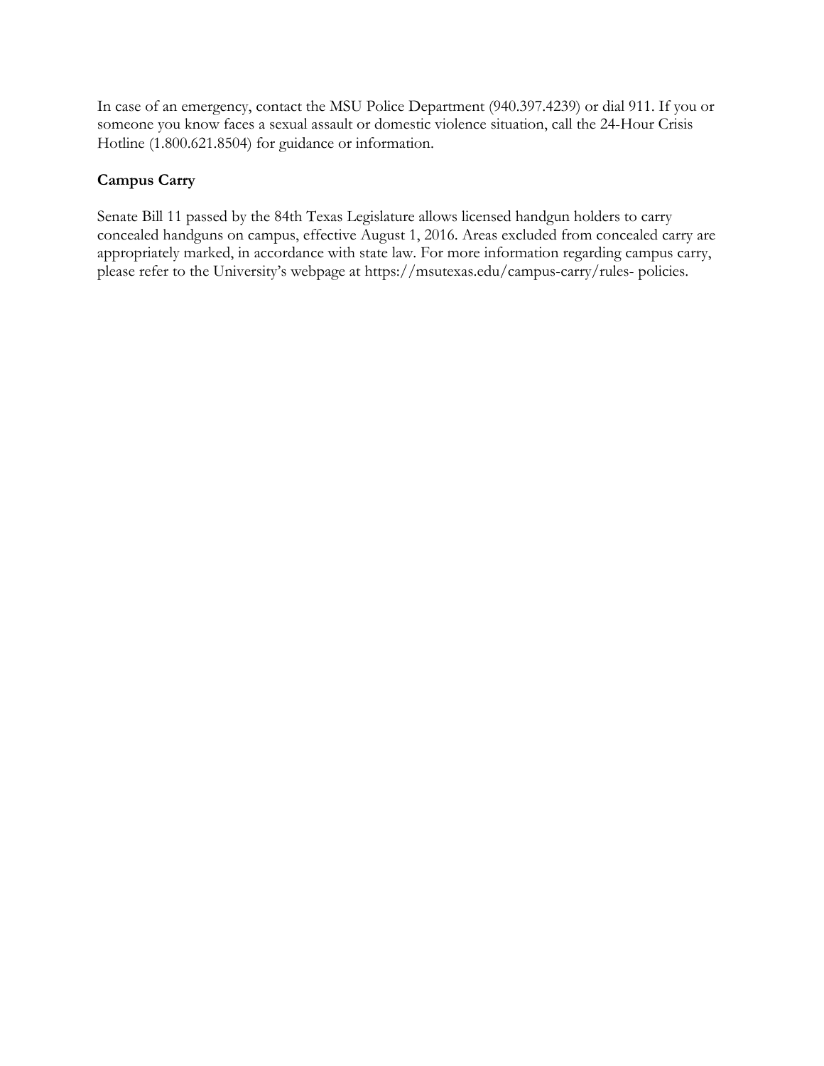In case of an emergency, contact the MSU Police Department (940.397.4239) or dial 911. If you or someone you know faces a sexual assault or domestic violence situation, call the 24-Hour Crisis Hotline (1.800.621.8504) for guidance or information.

**Campus Carry**

Senate Bill 11 passed by the 84th Texas Legislature allows licensed handgun holders to carry concealed handguns on campus, effective August 1, 2016. Areas excluded from concealed carry are appropriately marked, in accordance with state law. For more information regarding campus carry, please refer to the University's webpage at https://msutexas.edu/campus-carry/rules- policies.